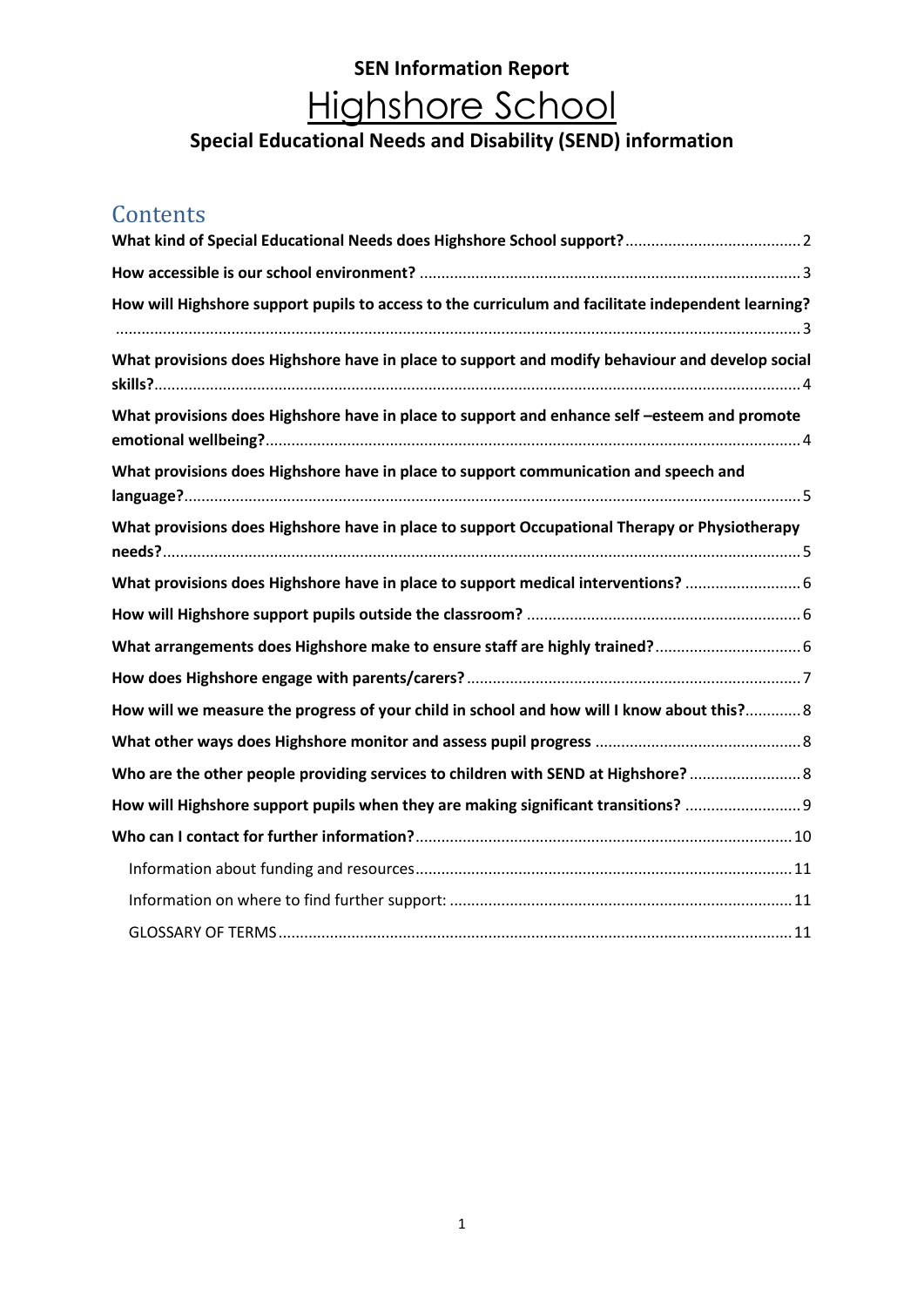**SEN Information Report**

# Highshore School

**Special Educational Needs and Disability (SEND) information**

## Contents

**What kind of Special Educational Needs does Highshore School support?** ..... 2

**How accessible is our school environment?** ..... 3

**How will Highshore support pupils to access to the curriculum and facilitate independent learning?** ..... 3

**What provisions does Highshore have in place to support and modify behaviour and develop social skills?** ..... 4

**What provisions does Highshore have in place to support and enhance self –esteem and promote emotional wellbeing?** ..... 4

**What provisions does Highshore have in place to support communication and speech and language?** ..... 5

**What provisions does Highshore have in place to support Occupational Therapy or Physiotherapy needs?** ..... 5

**What provisions does Highshore have in place to support medical interventions?** ..... 6

**How will Highshore support pupils outside the classroom?** ..... 6

**What arrangements does Highshore make to ensure staff are highly trained?** ..... 6

**How does Highshore engage with parents/carers?** ..... 7

**How will we measure the progress of your child in school and how will I know about this?** ..... 8

**What other ways does Highshore monitor and assess pupil progress** ..... 8

**Who are the other people providing services to children with SEND at Highshore?** ..... 8

**How will Highshore support pupils when they are making significant transitions?** ..... 9

**Who can I contact for further information?** ..... 10

- Information about funding and resources ..... 11
- Information on where to find further support: ..... 11
- GLOSSARY OF TERMS ..... 11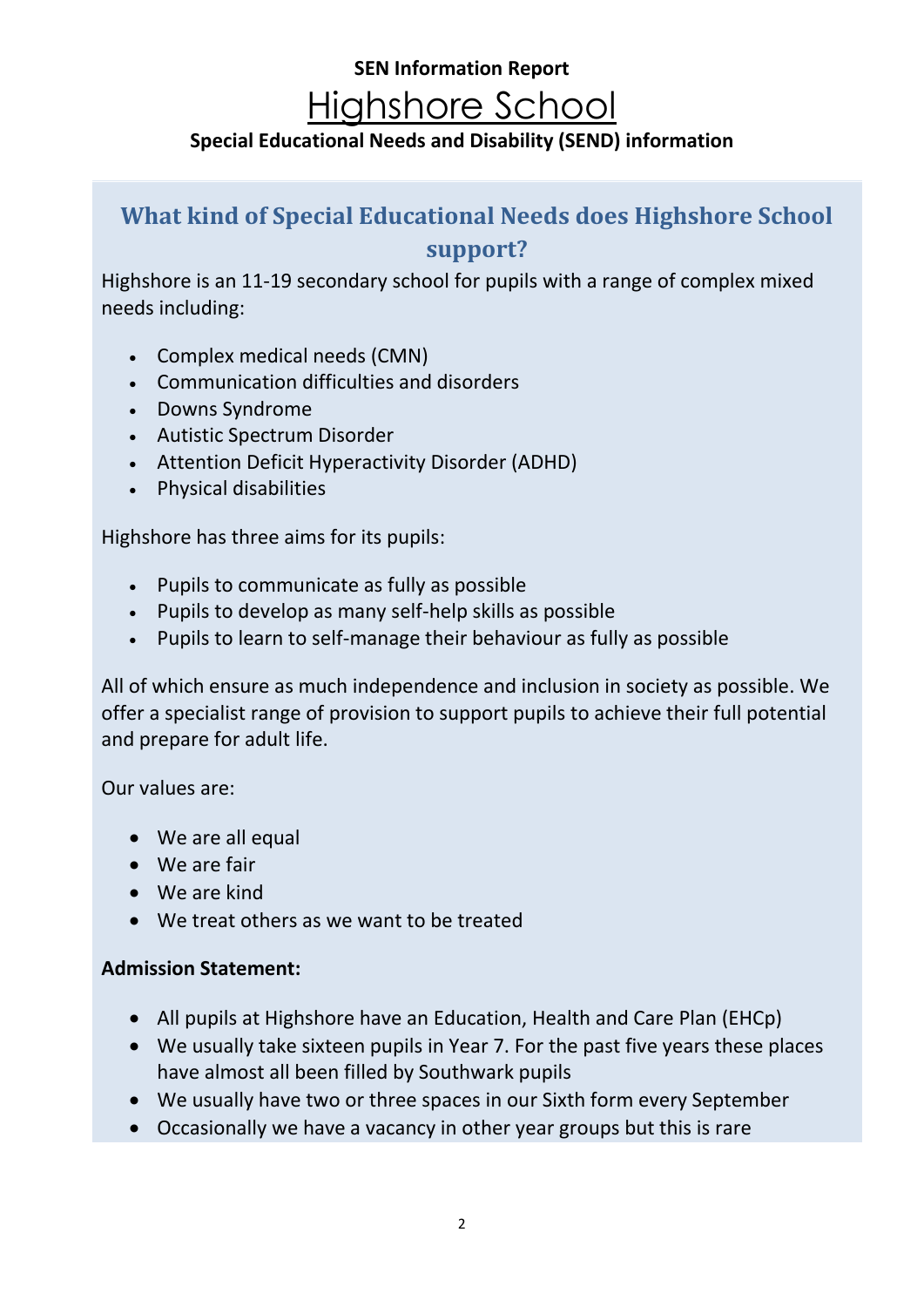**SEN Information Report**

# Highshore School

**Special Educational Needs and Disability (SEND) information**

## What kind of Special Educational Needs does Highshore School support?

Highshore is an 11-19 secondary school for pupils with a range of complex mixed needs including:

- Complex medical needs (CMN)
- Communication difficulties and disorders
- Downs Syndrome
- Autistic Spectrum Disorder
- Attention Deficit Hyperactivity Disorder (ADHD)
- Physical disabilities

Highshore has three aims for its pupils:

- Pupils to communicate as fully as possible
- Pupils to develop as many self-help skills as possible
- Pupils to learn to self-manage their behaviour as fully as possible

All of which ensure as much independence and inclusion in society as possible. We offer a specialist range of provision to support pupils to achieve their full potential and prepare for adult life.

Our values are:

- We are all equal
- We are fair
- We are kind
- We treat others as we want to be treated

**Admission Statement:**

- All pupils at Highshore have an Education, Health and Care Plan (EHCp)
- We usually take sixteen pupils in Year 7. For the past five years these places have almost all been filled by Southwark pupils
- We usually have two or three spaces in our Sixth form every September
- Occasionally we have a vacancy in other year groups but this is rare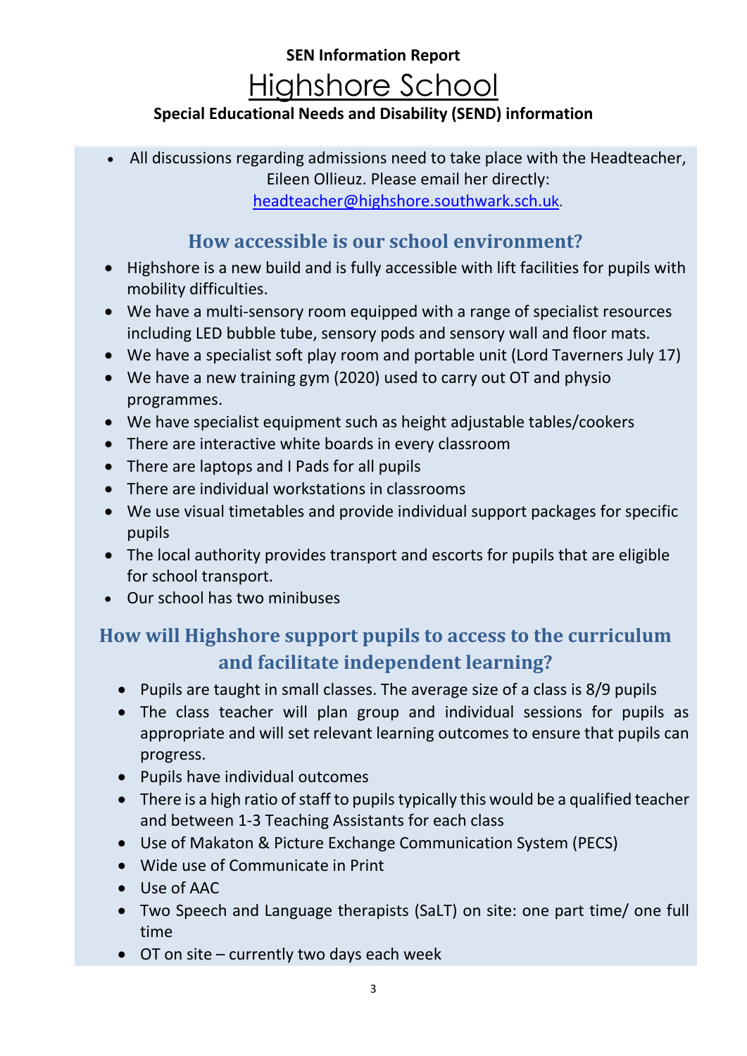SEN Information Report

# Highshore School

**Special Educational Needs and Disability (SEND) information**

- All discussions regarding admissions need to take place with the Headteacher, Eileen Ollieuz. Please email her directly: [headteacher@highshore.southwark.sch.uk](mailto:headteacher@highshore.southwark.sch.uk).

## How accessible is our school environment?

- Highshore is a new build and is fully accessible with lift facilities for pupils with mobility difficulties.
- We have a multi-sensory room equipped with a range of specialist resources including LED bubble tube, sensory pods and sensory wall and floor mats.
- We have a specialist soft play room and portable unit (Lord Taverners July 17)
- We have a new training gym (2020) used to carry out OT and physio programmes.
- We have specialist equipment such as height adjustable tables/cookers
- There are interactive white boards in every classroom
- There are laptops and I Pads for all pupils
- There are individual workstations in classrooms
- We use visual timetables and provide individual support packages for specific pupils
- The local authority provides transport and escorts for pupils that are eligible for school transport.
- Our school has two minibuses

## How will Highshore support pupils to access to the curriculum and facilitate independent learning?

- Pupils are taught in small classes. The average size of a class is 8/9 pupils
- The class teacher will plan group and individual sessions for pupils as appropriate and will set relevant learning outcomes to ensure that pupils can progress.
- Pupils have individual outcomes
- There is a high ratio of staff to pupils typically this would be a qualified teacher and between 1-3 Teaching Assistants for each class
- Use of Makaton & Picture Exchange Communication System (PECS)
- Wide use of Communicate in Print
- Use of AAC
- Two Speech and Language therapists (SaLT) on site: one part time/ one full time
- OT on site – currently two days each week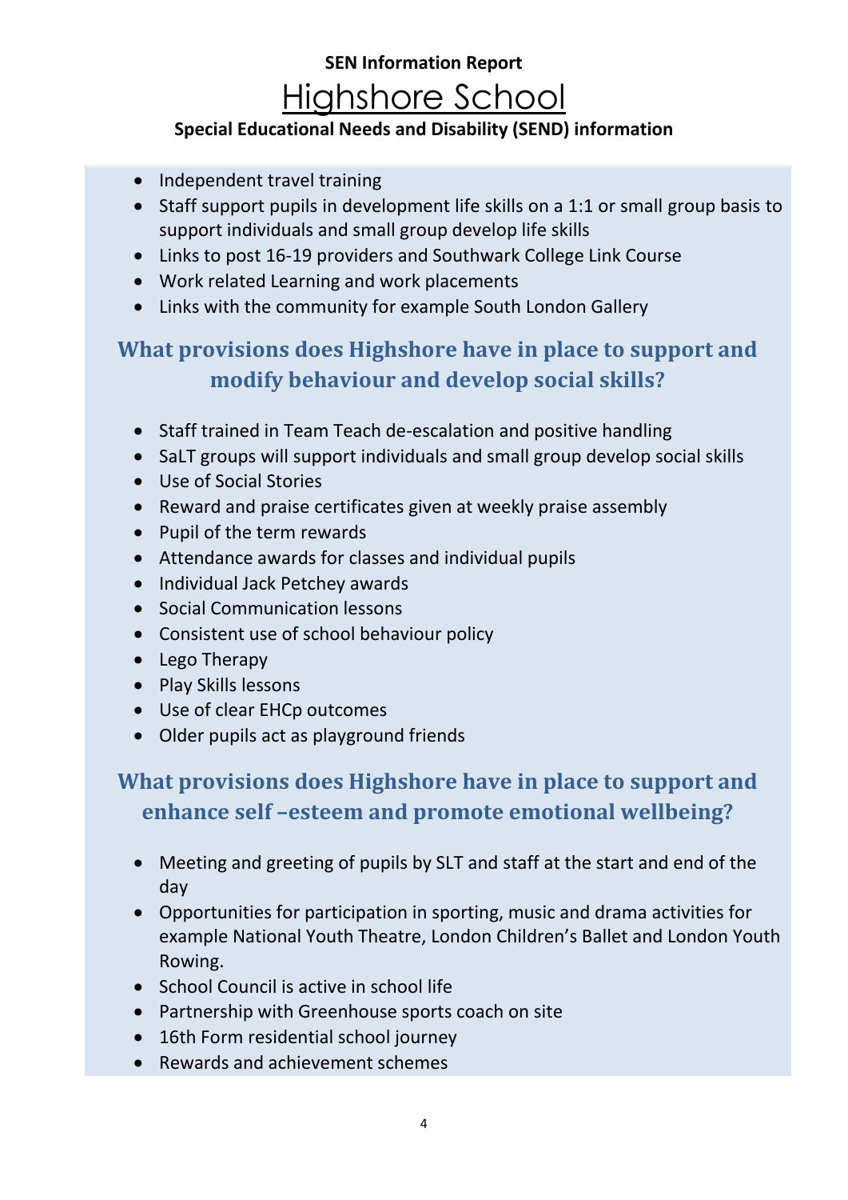**SEN Information Report**

# Highshore School

**Special Educational Needs and Disability (SEND) information**

- Independent travel training
- Staff support pupils in development life skills on a 1:1 or small group basis to support individuals and small group develop life skills
- Links to post 16-19 providers and Southwark College Link Course
- Work related Learning and work placements
- Links with the community for example South London Gallery

## What provisions does Highshore have in place to support and modify behaviour and develop social skills?

- Staff trained in Team Teach de-escalation and positive handling
- SaLT groups will support individuals and small group develop social skills
- Use of Social Stories
- Reward and praise certificates given at weekly praise assembly
- Pupil of the term rewards
- Attendance awards for classes and individual pupils
- Individual Jack Petchey awards
- Social Communication lessons
- Consistent use of school behaviour policy
- Lego Therapy
- Play Skills lessons
- Use of clear EHCp outcomes
- Older pupils act as playground friends

## What provisions does Highshore have in place to support and enhance self –esteem and promote emotional wellbeing?

- Meeting and greeting of pupils by SLT and staff at the start and end of the day
- Opportunities for participation in sporting, music and drama activities for example National Youth Theatre, London Children's Ballet and London Youth Rowing.
- School Council is active in school life
- Partnership with Greenhouse sports coach on site
- 16th Form residential school journey
- Rewards and achievement schemes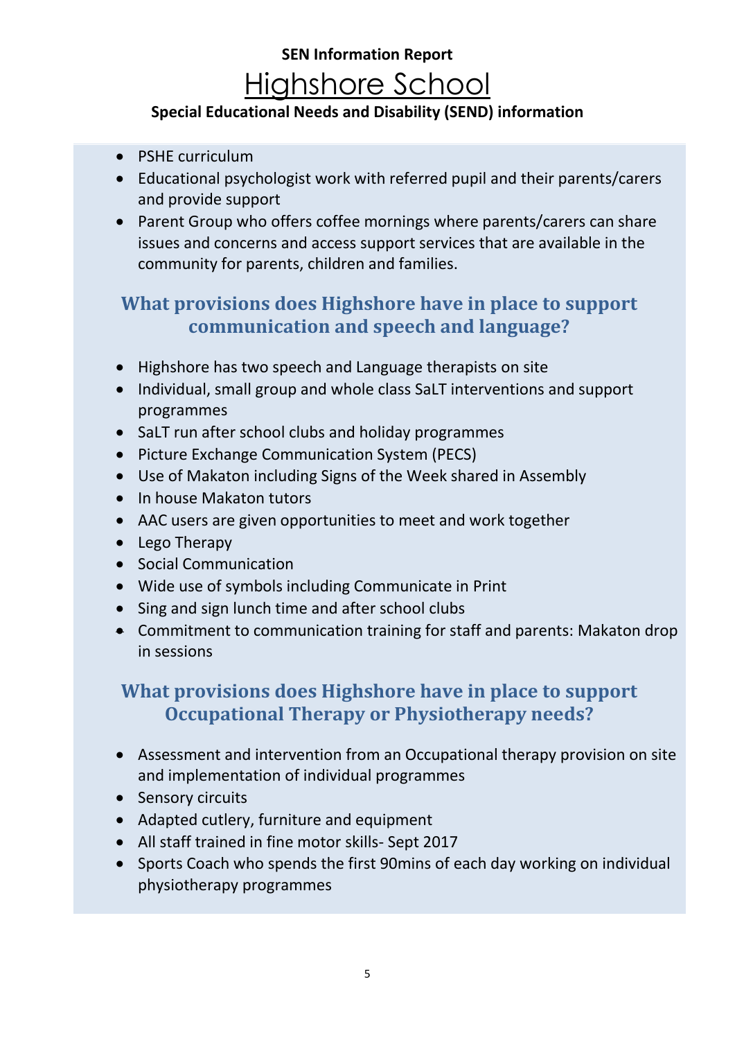- PSHE curriculum
- Educational psychologist work with referred pupil and their parents/carers and provide support
- Parent Group who offers coffee mornings where parents/carers can share issues and concerns and access support services that are available in the community for parents, children and families.

## What provisions does Highshore have in place to support communication and speech and language?

- Highshore has two speech and Language therapists on site
- Individual, small group and whole class SaLT interventions and support programmes
- SaLT run after school clubs and holiday programmes
- Picture Exchange Communication System (PECS)
- Use of Makaton including Signs of the Week shared in Assembly
- In house Makaton tutors
- AAC users are given opportunities to meet and work together
- Lego Therapy
- Social Communication
- Wide use of symbols including Communicate in Print
- Sing and sign lunch time and after school clubs
- Commitment to communication training for staff and parents: Makaton drop in sessions

## What provisions does Highshore have in place to support Occupational Therapy or Physiotherapy needs?

- Assessment and intervention from an Occupational therapy provision on site and implementation of individual programmes
- Sensory circuits
- Adapted cutlery, furniture and equipment
- All staff trained in fine motor skills- Sept 2017
- Sports Coach who spends the first 90mins of each day working on individual physiotherapy programmes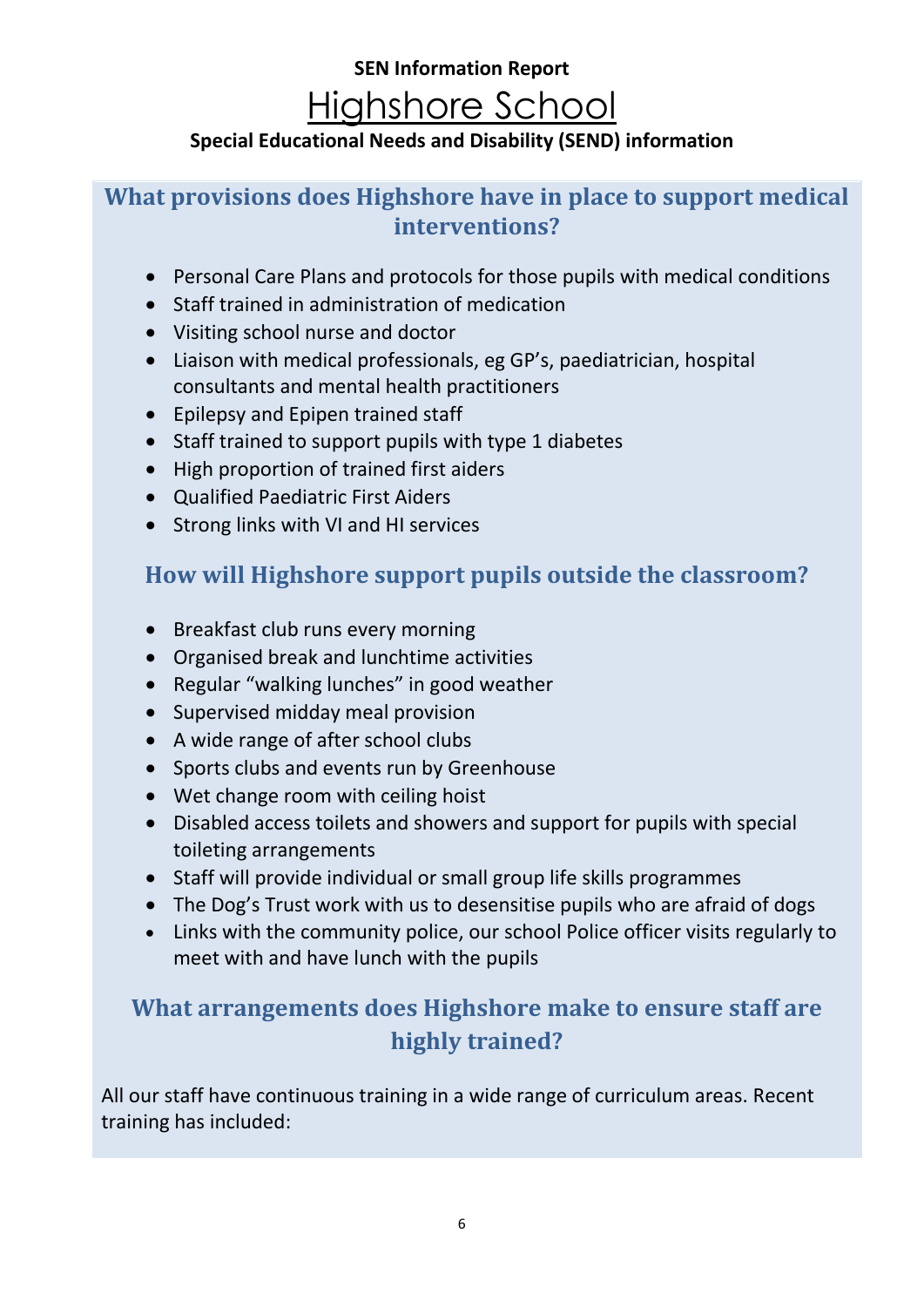**SEN Information Report**

# Highshore School

**Special Educational Needs and Disability (SEND) information**

## What provisions does Highshore have in place to support medical interventions?

- Personal Care Plans and protocols for those pupils with medical conditions
- Staff trained in administration of medication
- Visiting school nurse and doctor
- Liaison with medical professionals, eg GP's, paediatrician, hospital consultants and mental health practitioners
- Epilepsy and Epipen trained staff
- Staff trained to support pupils with type 1 diabetes
- High proportion of trained first aiders
- Qualified Paediatric First Aiders
- Strong links with VI and HI services

## How will Highshore support pupils outside the classroom?

- Breakfast club runs every morning
- Organised break and lunchtime activities
- Regular "walking lunches" in good weather
- Supervised midday meal provision
- A wide range of after school clubs
- Sports clubs and events run by Greenhouse
- Wet change room with ceiling hoist
- Disabled access toilets and showers and support for pupils with special toileting arrangements
- Staff will provide individual or small group life skills programmes
- The Dog's Trust work with us to desensitise pupils who are afraid of dogs
- Links with the community police, our school Police officer visits regularly to meet with and have lunch with the pupils

## What arrangements does Highshore make to ensure staff are highly trained?

All our staff have continuous training in a wide range of curriculum areas. Recent training has included: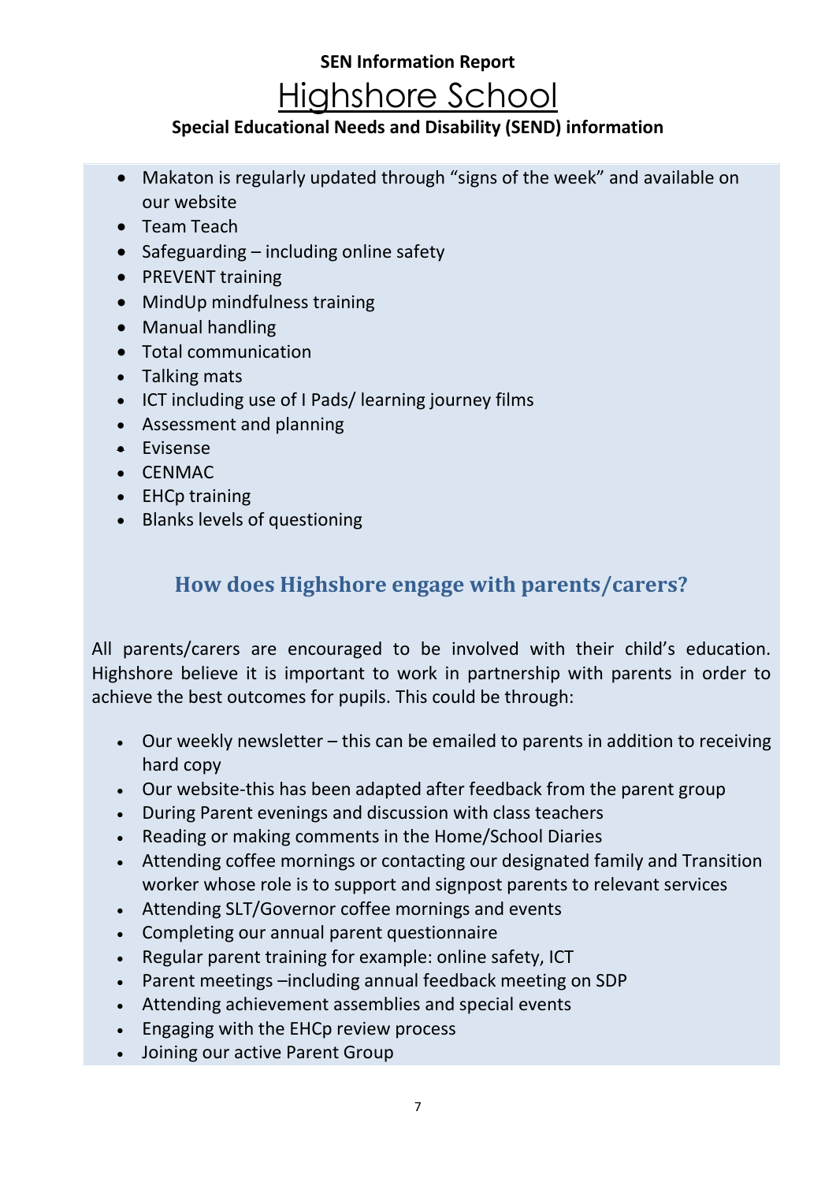- Makaton is regularly updated through “signs of the week” and available on our website
- Team Teach
- Safeguarding – including online safety
- PREVENT training
- MindUp mindfulness training
- Manual handling
- Total communication
- Talking mats
- ICT including use of I Pads/ learning journey films
- Assessment and planning
- Evisense
- CENMAC
- EHCp training
- Blanks levels of questioning

## How does Highshore engage with parents/carers?

All parents/carers are encouraged to be involved with their child’s education. Highshore believe it is important to work in partnership with parents in order to achieve the best outcomes for pupils. This could be through:

- Our weekly newsletter – this can be emailed to parents in addition to receiving hard copy
- Our website-this has been adapted after feedback from the parent group
- During Parent evenings and discussion with class teachers
- Reading or making comments in the Home/School Diaries
- Attending coffee mornings or contacting our designated family and Transition worker whose role is to support and signpost parents to relevant services
- Attending SLT/Governor coffee mornings and events
- Completing our annual parent questionnaire
- Regular parent training for example: online safety, ICT
- Parent meetings –including annual feedback meeting on SDP
- Attending achievement assemblies and special events
- Engaging with the EHCp review process
- Joining our active Parent Group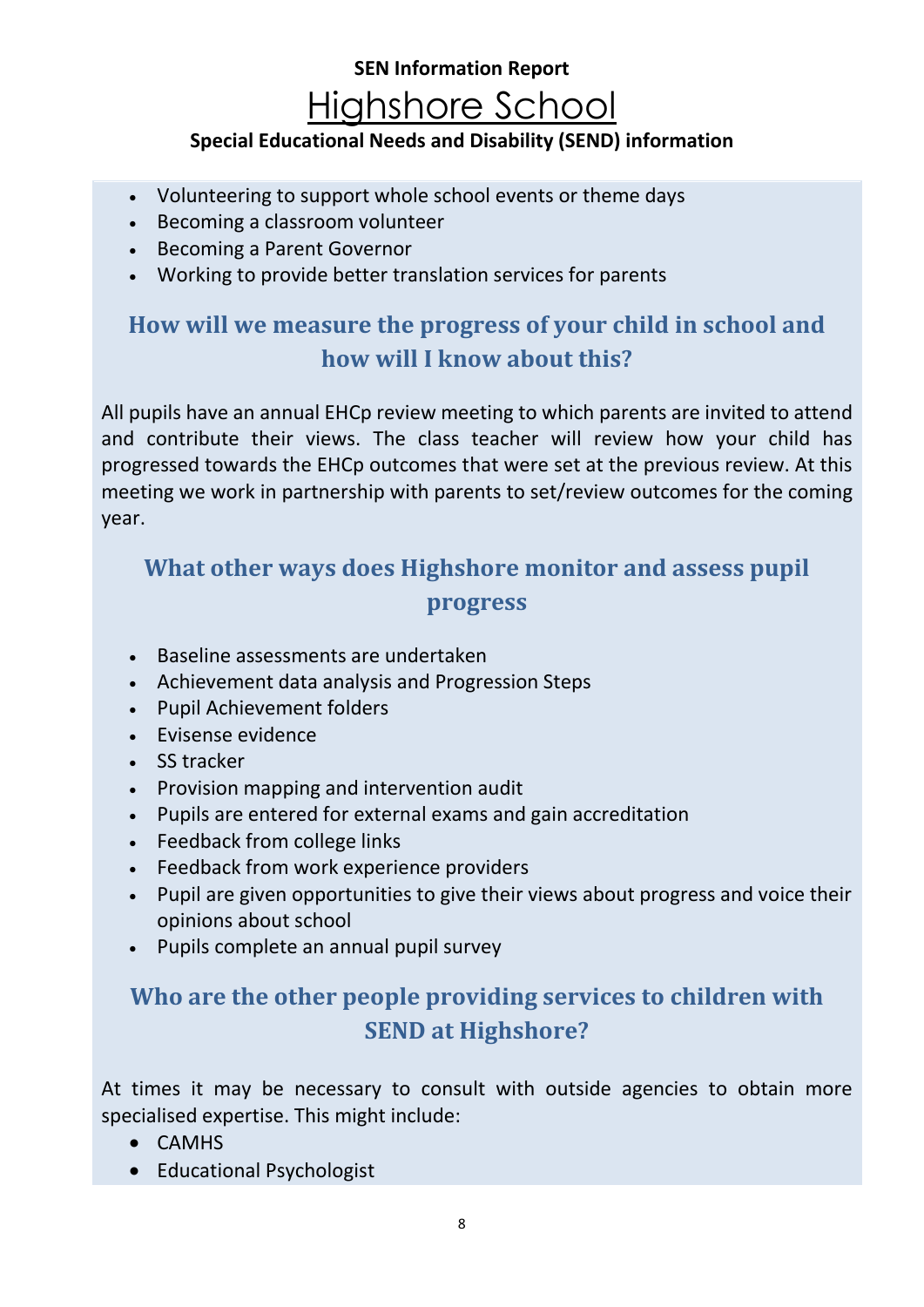- Volunteering to support whole school events or theme days
- Becoming a classroom volunteer
- Becoming a Parent Governor
- Working to provide better translation services for parents

## How will we measure the progress of your child in school and how will I know about this?

All pupils have an annual EHCp review meeting to which parents are invited to attend and contribute their views. The class teacher will review how your child has progressed towards the EHCp outcomes that were set at the previous review. At this meeting we work in partnership with parents to set/review outcomes for the coming year.

## What other ways does Highshore monitor and assess pupil progress

- Baseline assessments are undertaken
- Achievement data analysis and Progression Steps
- Pupil Achievement folders
- Evisense evidence
- SS tracker
- Provision mapping and intervention audit
- Pupils are entered for external exams and gain accreditation
- Feedback from college links
- Feedback from work experience providers
- Pupil are given opportunities to give their views about progress and voice their opinions about school
- Pupils complete an annual pupil survey

## Who are the other people providing services to children with SEND at Highshore?

At times it may be necessary to consult with outside agencies to obtain more specialised expertise. This might include:

- CAMHS
- Educational Psychologist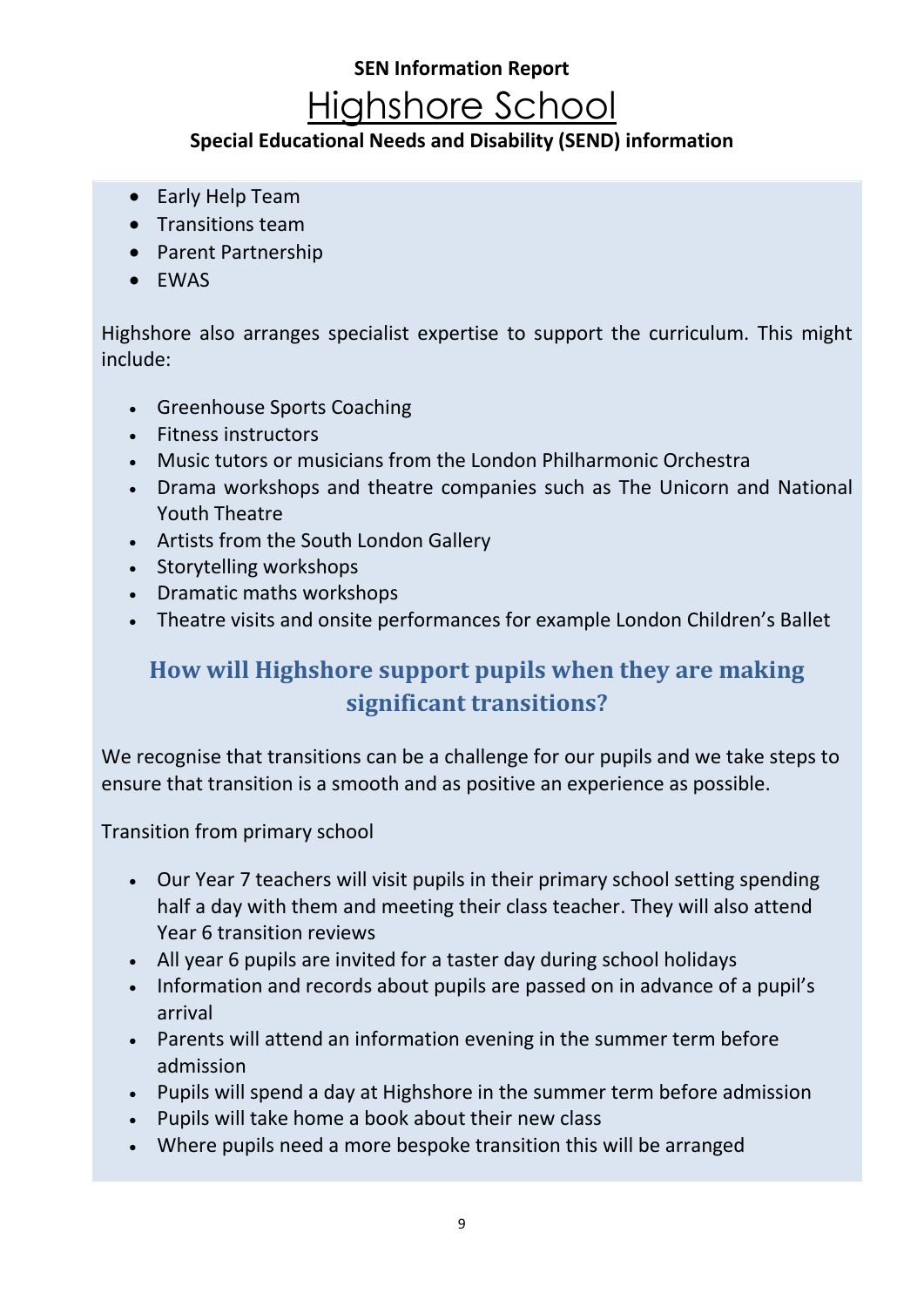- Early Help Team
- Transitions team
- Parent Partnership
- EWAS

Highshore also arranges specialist expertise to support the curriculum. This might include:

- Greenhouse Sports Coaching
- Fitness instructors
- Music tutors or musicians from the London Philharmonic Orchestra
- Drama workshops and theatre companies such as The Unicorn and National Youth Theatre
- Artists from the South London Gallery
- Storytelling workshops
- Dramatic maths workshops
- Theatre visits and onsite performances for example London Children's Ballet

## How will Highshore support pupils when they are making significant transitions?

We recognise that transitions can be a challenge for our pupils and we take steps to ensure that transition is a smooth and as positive an experience as possible.

Transition from primary school

- Our Year 7 teachers will visit pupils in their primary school setting spending half a day with them and meeting their class teacher. They will also attend Year 6 transition reviews
- All year 6 pupils are invited for a taster day during school holidays
- Information and records about pupils are passed on in advance of a pupil's arrival
- Parents will attend an information evening in the summer term before admission
- Pupils will spend a day at Highshore in the summer term before admission
- Pupils will take home a book about their new class
- Where pupils need a more bespoke transition this will be arranged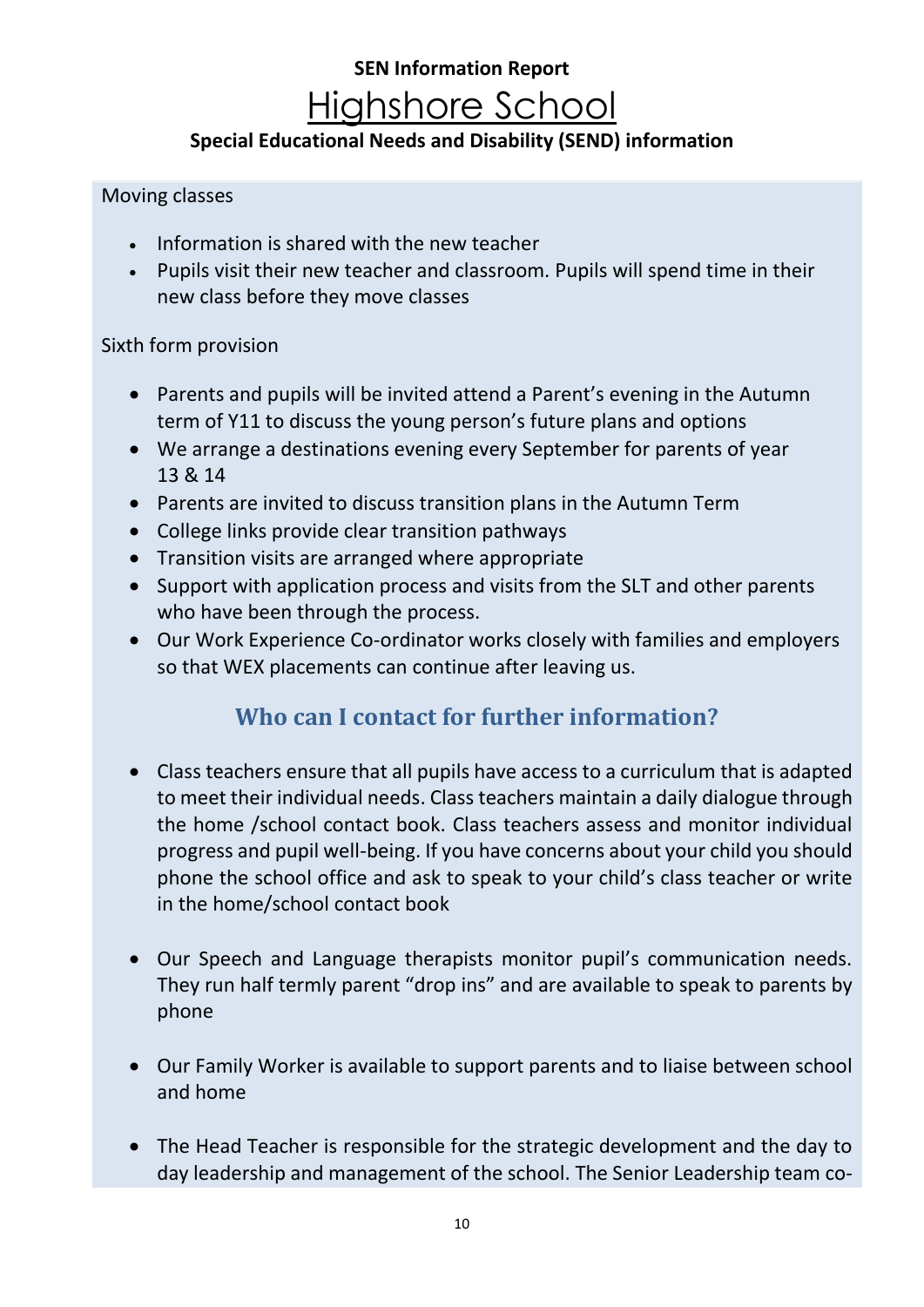**SEN Information Report**

# Highshore School

**Special Educational Needs and Disability (SEND) information**

Moving classes

- Information is shared with the new teacher
- Pupils visit their new teacher and classroom. Pupils will spend time in their new class before they move classes

Sixth form provision

- Parents and pupils will be invited attend a Parent's evening in the Autumn term of Y11 to discuss the young person's future plans and options
- We arrange a destinations evening every September for parents of year 13 & 14
- Parents are invited to discuss transition plans in the Autumn Term
- College links provide clear transition pathways
- Transition visits are arranged where appropriate
- Support with application process and visits from the SLT and other parents who have been through the process.
- Our Work Experience Co-ordinator works closely with families and employers so that WEX placements can continue after leaving us.

## Who can I contact for further information?

- Class teachers ensure that all pupils have access to a curriculum that is adapted to meet their individual needs. Class teachers maintain a daily dialogue through the home /school contact book. Class teachers assess and monitor individual progress and pupil well-being. If you have concerns about your child you should phone the school office and ask to speak to your child's class teacher or write in the home/school contact book

- Our Speech and Language therapists monitor pupil's communication needs. They run half termly parent "drop ins" and are available to speak to parents by phone

- Our Family Worker is available to support parents and to liaise between school and home

- The Head Teacher is responsible for the strategic development and the day to day leadership and management of the school. The Senior Leadership team co-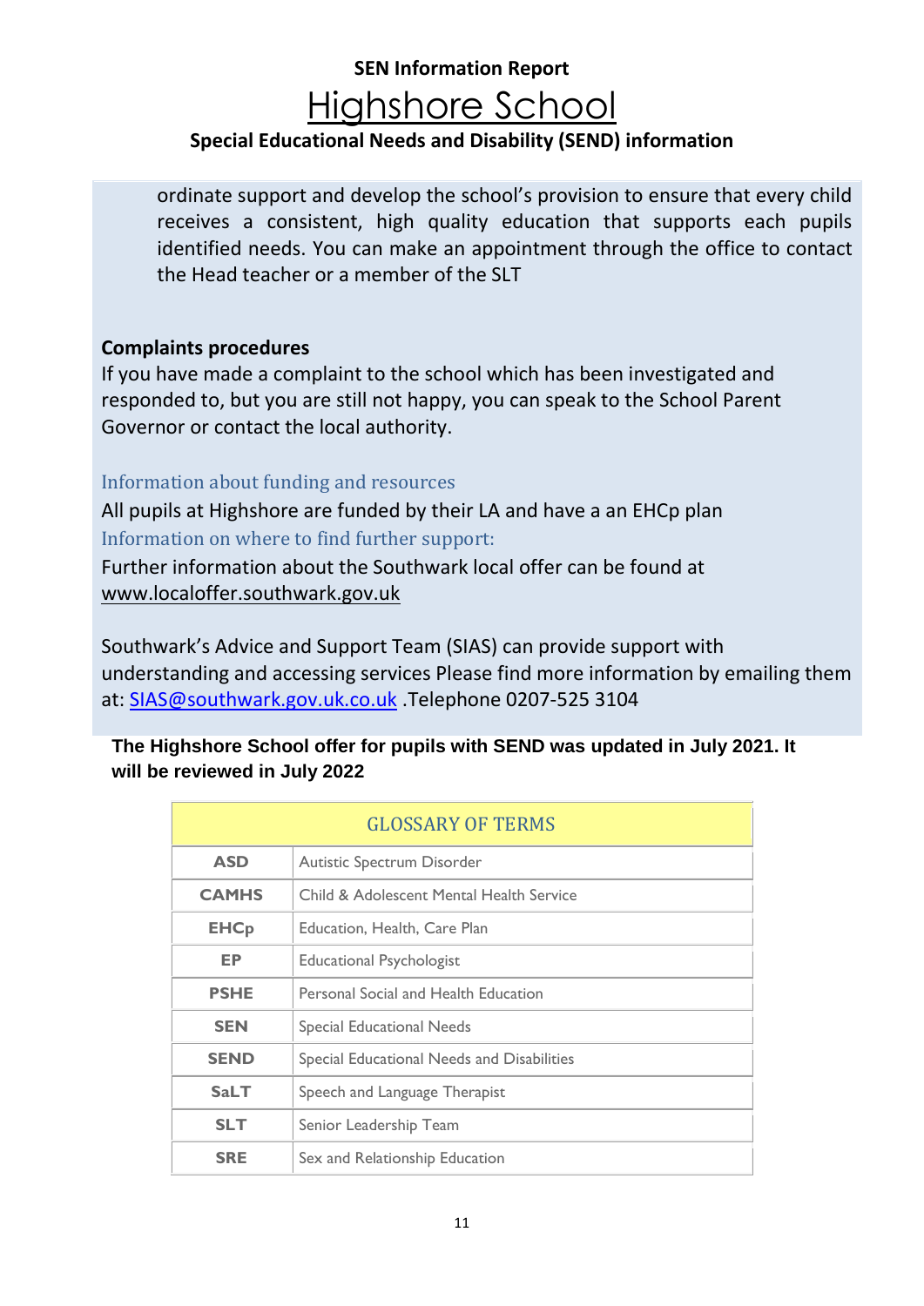ordinate support and develop the school's provision to ensure that every child receives a consistent, high quality education that supports each pupils identified needs. You can make an appointment through the office to contact the Head teacher or a member of the SLT

**Complaints procedures**

If you have made a complaint to the school which has been investigated and responded to, but you are still not happy, you can speak to the School Parent Governor or contact the local authority.

### Information about funding and resources

All pupils at Highshore are funded by their LA and have a an EHCp plan

### Information on where to find further support:

Further information about the Southwark local offer can be found at www.localoffer.southwark.gov.uk

Southwark's Advice and Support Team (SIAS) can provide support with understanding and accessing services Please find more information by emailing them at: SIAS@southwark.gov.uk.co.uk .Telephone 0207-525 3104

**The Highshore School offer for pupils with SEND was updated in July 2021. It will be reviewed in July 2022**

| GLOSSARY OF TERMS | |
|---|---|
| **ASD** | Autistic Spectrum Disorder |
| **CAMHS** | Child & Adolescent Mental Health Service |
| **EHCp** | Education, Health, Care Plan |
| **EP** | Educational Psychologist |
| **PSHE** | Personal Social and Health Education |
| **SEN** | Special Educational Needs |
| **SEND** | Special Educational Needs and Disabilities |
| **SaLT** | Speech and Language Therapist |
| **SLT** | Senior Leadership Team |
| **SRE** | Sex and Relationship Education |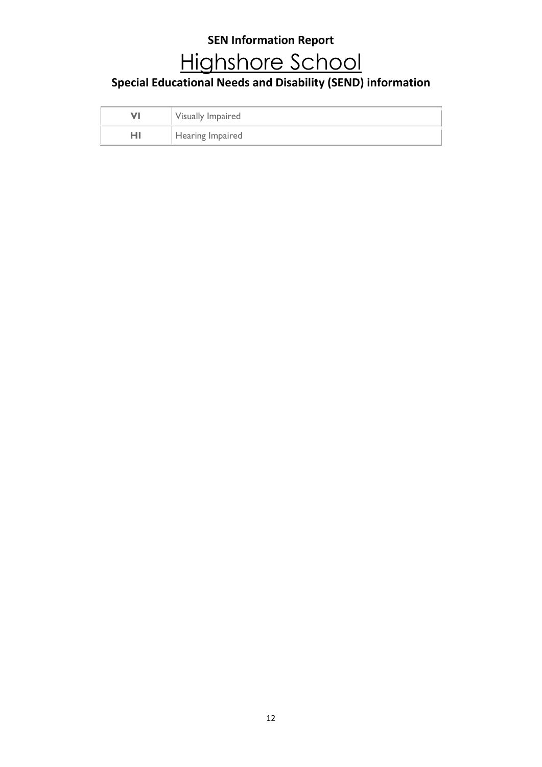**SEN Information Report**

# Highshore School

## Special Educational Needs and Disability (SEND) information

| | |
|---|---|
| **VI** | Visually Impaired |
| **HI** | Hearing Impaired |